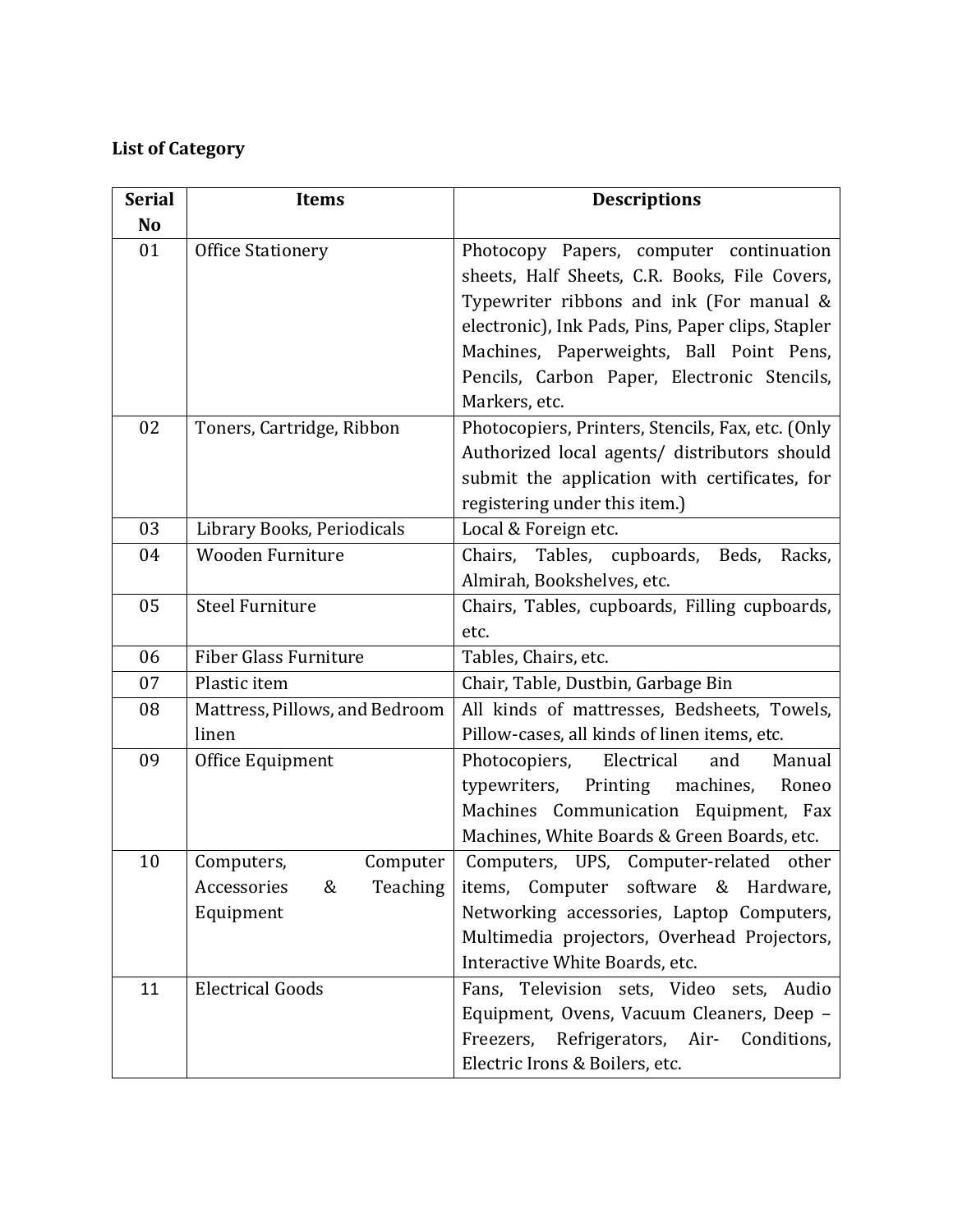**List of Category**

| Serial No | Items | Descriptions |
|---|---|---|
| 01 | Office Stationery | Photocopy Papers, computer continuation sheets, Half Sheets, C.R. Books, File Covers, Typewriter ribbons and ink (For manual & electronic), Ink Pads, Pins, Paper clips, Stapler Machines, Paperweights, Ball Point Pens, Pencils, Carbon Paper, Electronic Stencils, Markers, etc. |
| 02 | Toners, Cartridge, Ribbon | Photocopiers, Printers, Stencils, Fax, etc. (Only Authorized local agents/ distributors should submit the application with certificates, for registering under this item.) |
| 03 | Library Books, Periodicals | Local & Foreign etc. |
| 04 | Wooden Furniture | Chairs, Tables, cupboards, Beds, Racks, Almirah, Bookshelves, etc. |
| 05 | Steel Furniture | Chairs, Tables, cupboards, Filling cupboards, etc. |
| 06 | Fiber Glass Furniture | Tables, Chairs, etc. |
| 07 | Plastic item | Chair, Table, Dustbin, Garbage Bin |
| 08 | Mattress, Pillows, and Bedroom linen | All kinds of mattresses, Bedsheets, Towels, Pillow-cases, all kinds of linen items, etc. |
| 09 | Office Equipment | Photocopiers, Electrical and Manual typewriters, Printing machines, Roneo Machines Communication Equipment, Fax Machines, White Boards & Green Boards, etc. |
| 10 | Computers, Computer Accessories & Teaching Equipment | Computers, UPS, Computer-related other items, Computer software & Hardware, Networking accessories, Laptop Computers, Multimedia projectors, Overhead Projectors, Interactive White Boards, etc. |
| 11 | Electrical Goods | Fans, Television sets, Video sets, Audio Equipment, Ovens, Vacuum Cleaners, Deep – Freezers, Refrigerators, Air- Conditions, Electric Irons & Boilers, etc. |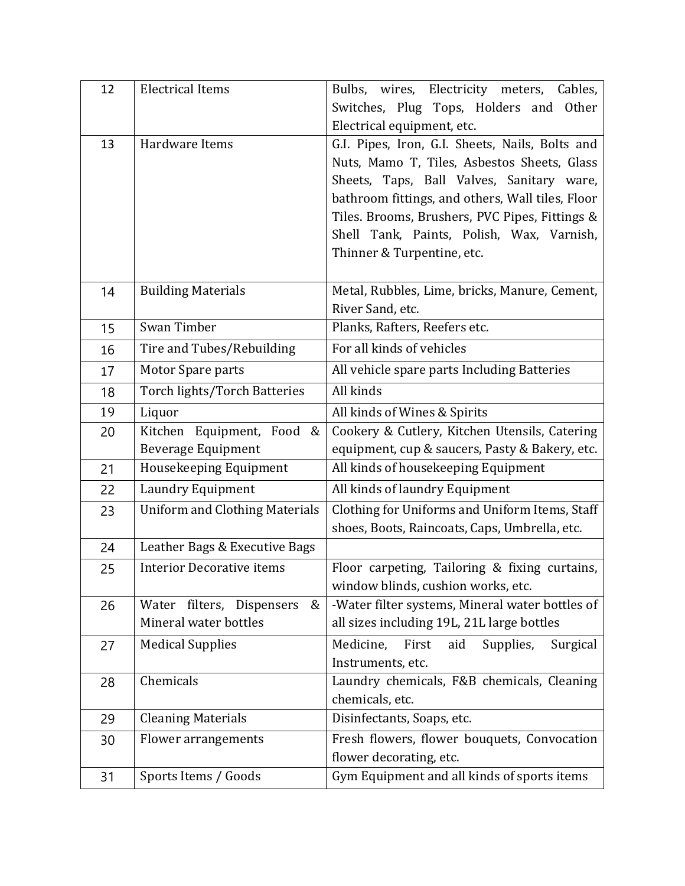| 12 | Electrical Items | Bulbs, wires, Electricity meters, Cables, Switches, Plug Tops, Holders and Other Electrical equipment, etc. |
|---|---|---|
| 13 | Hardware Items | G.I. Pipes, Iron, G.I. Sheets, Nails, Bolts and Nuts, Mamo T, Tiles, Asbestos Sheets, Glass Sheets, Taps, Ball Valves, Sanitary ware, bathroom fittings, and others, Wall tiles, Floor Tiles. Brooms, Brushers, PVC Pipes, Fittings & Shell Tank, Paints, Polish, Wax, Varnish, Thinner & Turpentine, etc. |
| 14 | Building Materials | Metal, Rubbles, Lime, bricks, Manure, Cement, River Sand, etc. |
| 15 | Swan Timber | Planks, Rafters, Reefers etc. |
| 16 | Tire and Tubes/Rebuilding | For all kinds of vehicles |
| 17 | Motor Spare parts | All vehicle spare parts Including Batteries |
| 18 | Torch lights/Torch Batteries | All kinds |
| 19 | Liquor | All kinds of Wines & Spirits |
| 20 | Kitchen Equipment, Food & Beverage Equipment | Cookery & Cutlery, Kitchen Utensils, Catering equipment, cup & saucers, Pasty & Bakery, etc. |
| 21 | Housekeeping Equipment | All kinds of housekeeping Equipment |
| 22 | Laundry Equipment | All kinds of laundry Equipment |
| 23 | Uniform and Clothing Materials | Clothing for Uniforms and Uniform Items, Staff shoes, Boots, Raincoats, Caps, Umbrella, etc. |
| 24 | Leather Bags & Executive Bags | |
| 25 | Interior Decorative items | Floor carpeting, Tailoring & fixing curtains, window blinds, cushion works, etc. |
| 26 | Water filters, Dispensers & Mineral water bottles | -Water filter systems, Mineral water bottles of all sizes including 19L, 21L large bottles |
| 27 | Medical Supplies | Medicine, First aid Supplies, Surgical Instruments, etc. |
| 28 | Chemicals | Laundry chemicals, F&B chemicals, Cleaning chemicals, etc. |
| 29 | Cleaning Materials | Disinfectants, Soaps, etc. |
| 30 | Flower arrangements | Fresh flowers, flower bouquets, Convocation flower decorating, etc. |
| 31 | Sports Items / Goods | Gym Equipment and all kinds of sports items |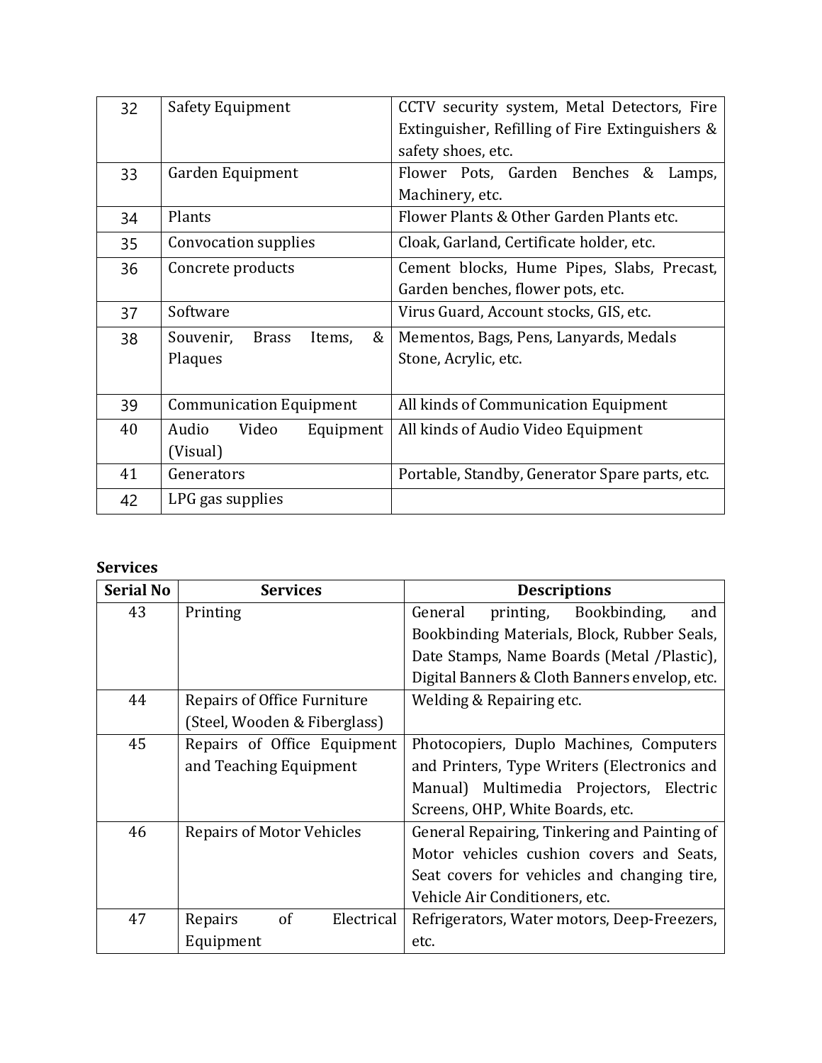| | | |
|---|---|---|
| 32 | Safety Equipment | CCTV security system, Metal Detectors, Fire Extinguisher, Refilling of Fire Extinguishers & safety shoes, etc. |
| 33 | Garden Equipment | Flower Pots, Garden Benches & Lamps, Machinery, etc. |
| 34 | Plants | Flower Plants & Other Garden Plants etc. |
| 35 | Convocation supplies | Cloak, Garland, Certificate holder, etc. |
| 36 | Concrete products | Cement blocks, Hume Pipes, Slabs, Precast, Garden benches, flower pots, etc. |
| 37 | Software | Virus Guard, Account stocks, GIS, etc. |
| 38 | Souvenir, Brass Items, & Plaques | Mementos, Bags, Pens, Lanyards, Medals Stone, Acrylic, etc. |
| 39 | Communication Equipment | All kinds of Communication Equipment |
| 40 | Audio Video Equipment (Visual) | All kinds of Audio Video Equipment |
| 41 | Generators | Portable, Standby, Generator Spare parts, etc. |
| 42 | LPG gas supplies | |

**Services**

| Serial No | Services | Descriptions |
|---|---|---|
| 43 | Printing | General printing, Bookbinding, and Bookbinding Materials, Block, Rubber Seals, Date Stamps, Name Boards (Metal /Plastic), Digital Banners & Cloth Banners envelop, etc. |
| 44 | Repairs of Office Furniture (Steel, Wooden & Fiberglass) | Welding & Repairing etc. |
| 45 | Repairs of Office Equipment and Teaching Equipment | Photocopiers, Duplo Machines, Computers and Printers, Type Writers (Electronics and Manual) Multimedia Projectors, Electric Screens, OHP, White Boards, etc. |
| 46 | Repairs of Motor Vehicles | General Repairing, Tinkering and Painting of Motor vehicles cushion covers and Seats, Seat covers for vehicles and changing tire, Vehicle Air Conditioners, etc. |
| 47 | Repairs of Electrical Equipment | Refrigerators, Water motors, Deep-Freezers, etc. |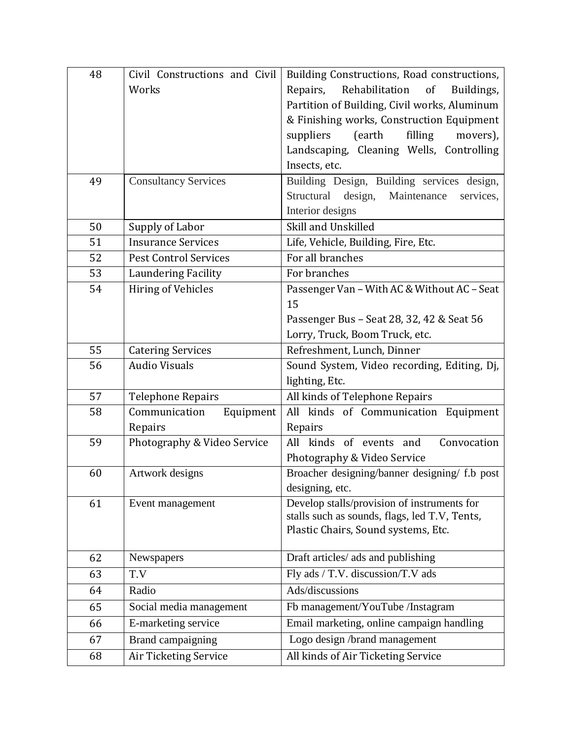| 48 | Civil Constructions and Civil Works | Building Constructions, Road constructions, Repairs, Rehabilitation of Buildings, Partition of Building, Civil works, Aluminum & Finishing works, Construction Equipment suppliers (earth filling movers), Landscaping, Cleaning Wells, Controlling Insects, etc. |
|---|---|---|
| 49 | Consultancy Services | Building Design, Building services design, Structural design, Maintenance services, Interior designs |
| 50 | Supply of Labor | Skill and Unskilled |
| 51 | Insurance Services | Life, Vehicle, Building, Fire, Etc. |
| 52 | Pest Control Services | For all branches |
| 53 | Laundering Facility | For branches |
| 54 | Hiring of Vehicles | Passenger Van – With AC & Without AC – Seat 15<br>Passenger Bus – Seat 28, 32, 42 & Seat 56<br>Lorry, Truck, Boom Truck, etc. |
| 55 | Catering Services | Refreshment, Lunch, Dinner |
| 56 | Audio Visuals | Sound System, Video recording, Editing, Dj, lighting, Etc. |
| 57 | Telephone Repairs | All kinds of Telephone Repairs |
| 58 | Communication Equipment Repairs | All kinds of Communication Equipment Repairs |
| 59 | Photography & Video Service | All kinds of events and Convocation Photography & Video Service |
| 60 | Artwork designs | Broacher designing/banner designing/ f.b post designing, etc. |
| 61 | Event management | Develop stalls/provision of instruments for stalls such as sounds, flags, led T.V, Tents, Plastic Chairs, Sound systems, Etc. |
| 62 | Newspapers | Draft articles/ ads and publishing |
| 63 | T.V | Fly ads / T.V. discussion/T.V ads |
| 64 | Radio | Ads/discussions |
| 65 | Social media management | Fb management/YouTube /Instagram |
| 66 | E-marketing service | Email marketing, online campaign handling |
| 67 | Brand campaigning | Logo design /brand management |
| 68 | Air Ticketing Service | All kinds of Air Ticketing Service |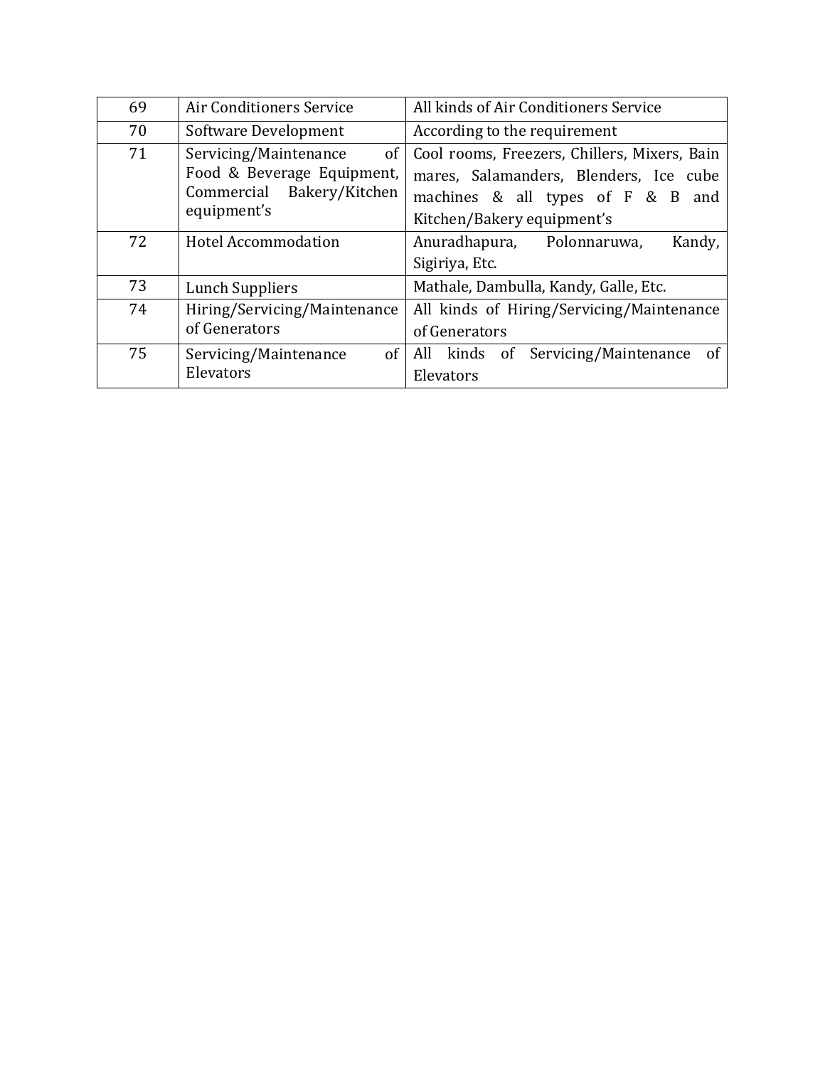| | | |
|---|---|---|
| 69 | Air Conditioners Service | All kinds of Air Conditioners Service |
| 70 | Software Development | According to the requirement |
| 71 | Servicing/Maintenance of Food & Beverage Equipment, Commercial Bakery/Kitchen equipment's | Cool rooms, Freezers, Chillers, Mixers, Bain mares, Salamanders, Blenders, Ice cube machines & all types of F & B and Kitchen/Bakery equipment's |
| 72 | Hotel Accommodation | Anuradhapura, Polonnaruwa, Kandy, Sigiriya, Etc. |
| 73 | Lunch Suppliers | Mathale, Dambulla, Kandy, Galle, Etc. |
| 74 | Hiring/Servicing/Maintenance of Generators | All kinds of Hiring/Servicing/Maintenance of Generators |
| 75 | Servicing/Maintenance of Elevators | All kinds of Servicing/Maintenance of Elevators |